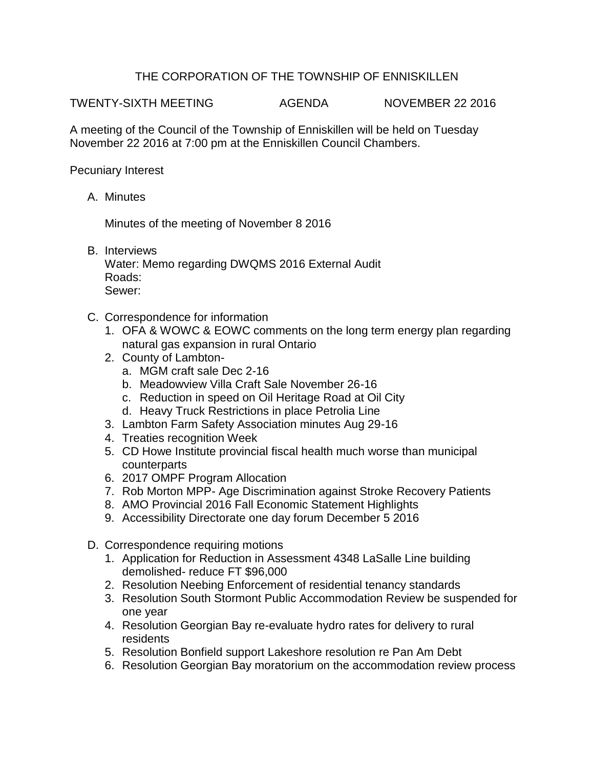# THE CORPORATION OF THE TOWNSHIP OF ENNISKILLEN

TWENTY-SIXTH MEETING AGENDA NOVEMBER 22 2016

A meeting of the Council of the Township of Enniskillen will be held on Tuesday November 22 2016 at 7:00 pm at the Enniskillen Council Chambers.

Pecuniary Interest

A. Minutes

   Minutes of the meeting of November 8 2016

B. Interviews
   Water: Memo regarding DWQMS 2016 External Audit
   Roads:
   Sewer:

C. Correspondence for information
   1. OFA & WOWC & EOWC comments on the long term energy plan regarding natural gas expansion in rural Ontario
   2. County of Lambton-
      a. MGM craft sale Dec 2-16
      b. Meadowview Villa Craft Sale November 26-16
      c. Reduction in speed on Oil Heritage Road at Oil City
      d. Heavy Truck Restrictions in place Petrolia Line
   3. Lambton Farm Safety Association minutes Aug 29-16
   4. Treaties recognition Week
   5. CD Howe Institute provincial fiscal health much worse than municipal counterparts
   6. 2017 OMPF Program Allocation
   7. Rob Morton MPP- Age Discrimination against Stroke Recovery Patients
   8. AMO Provincial 2016 Fall Economic Statement Highlights
   9. Accessibility Directorate one day forum December 5 2016

D. Correspondence requiring motions
   1. Application for Reduction in Assessment 4348 LaSalle Line building demolished- reduce FT $96,000
   2. Resolution Neebing Enforcement of residential tenancy standards
   3. Resolution South Stormont Public Accommodation Review be suspended for one year
   4. Resolution Georgian Bay re-evaluate hydro rates for delivery to rural residents
   5. Resolution Bonfield support Lakeshore resolution re Pan Am Debt
   6. Resolution Georgian Bay moratorium on the accommodation review process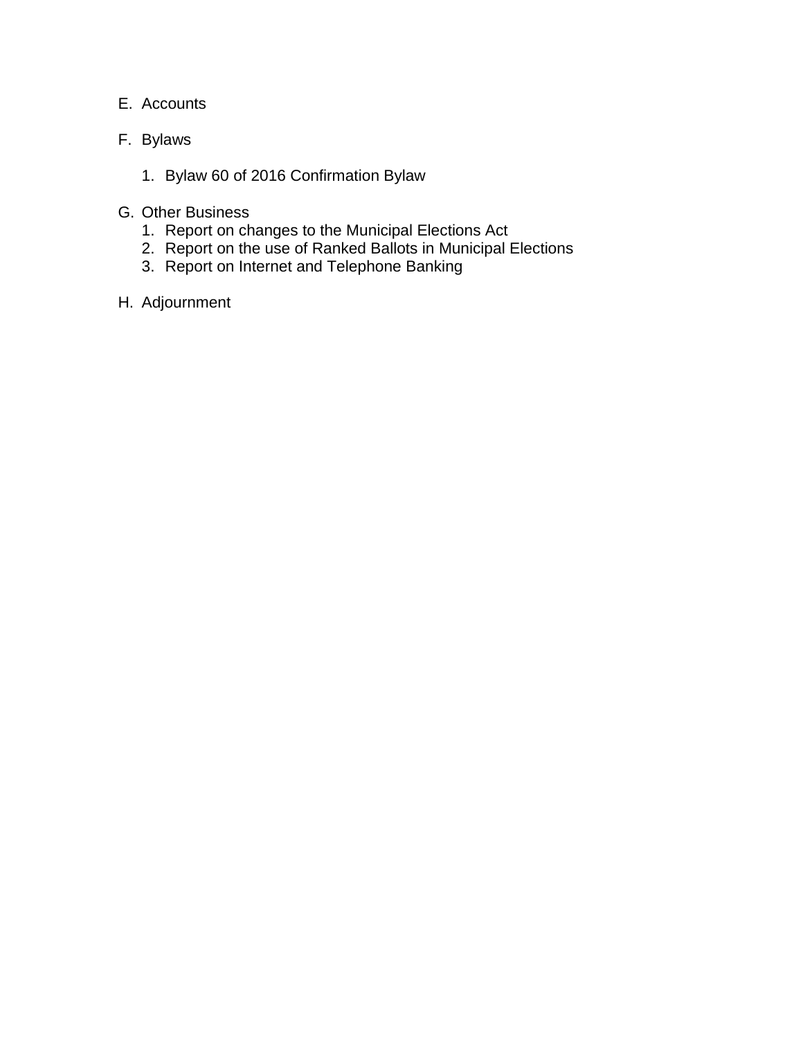E. Accounts

F. Bylaws

   1. Bylaw 60 of 2016 Confirmation Bylaw

G. Other Business
   1. Report on changes to the Municipal Elections Act
   2. Report on the use of Ranked Ballots in Municipal Elections
   3. Report on Internet and Telephone Banking

H. Adjournment